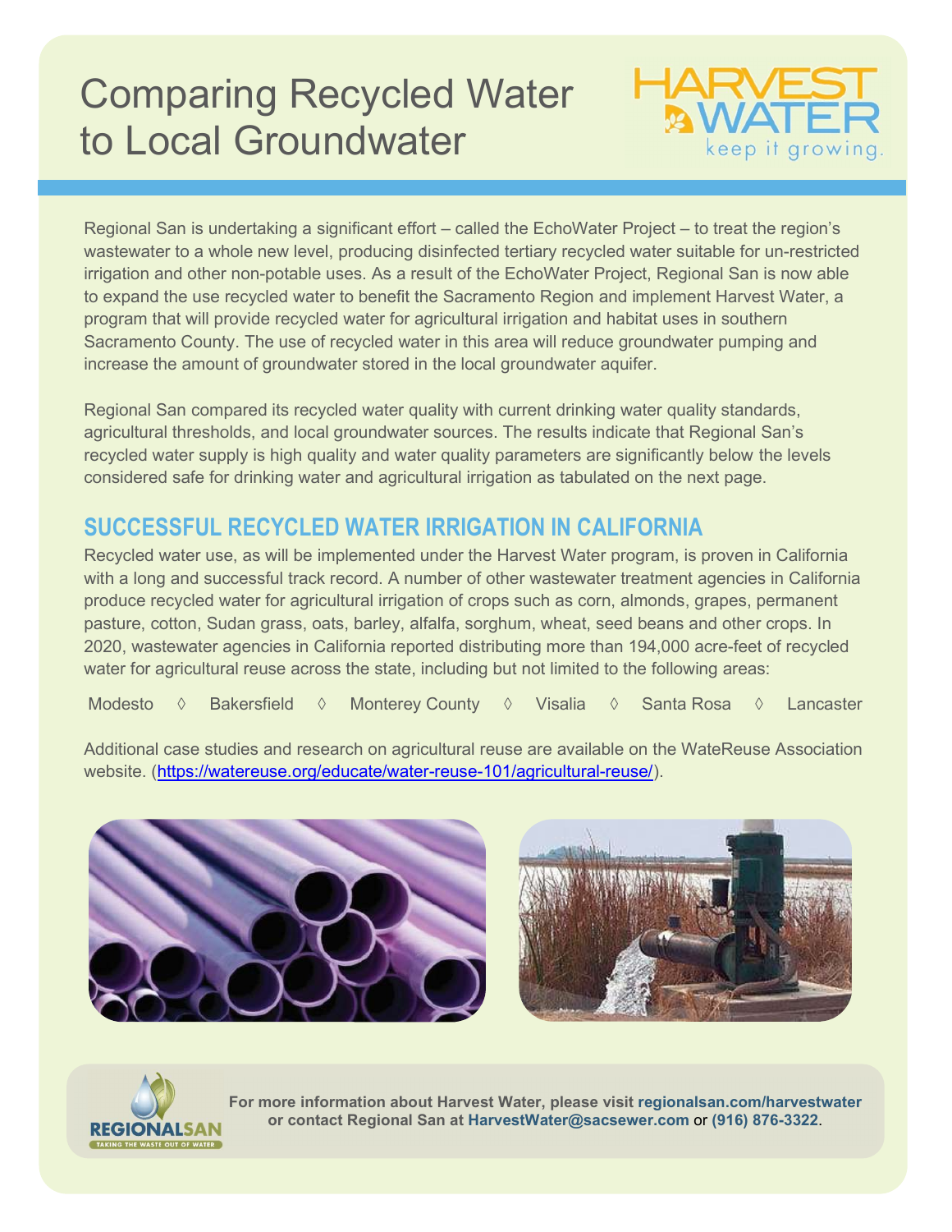# Comparing Recycled Water to Local Groundwater

HARVEST WATER
keep it growing.

Regional San is undertaking a significant effort – called the EchoWater Project – to treat the region's wastewater to a whole new level, producing disinfected tertiary recycled water suitable for un-restricted irrigation and other non-potable uses. As a result of the EchoWater Project, Regional San is now able to expand the use recycled water to benefit the Sacramento Region and implement Harvest Water, a program that will provide recycled water for agricultural irrigation and habitat uses in southern Sacramento County. The use of recycled water in this area will reduce groundwater pumping and increase the amount of groundwater stored in the local groundwater aquifer.

Regional San compared its recycled water quality with current drinking water quality standards, agricultural thresholds, and local groundwater sources. The results indicate that Regional San's recycled water supply is high quality and water quality parameters are significantly below the levels considered safe for drinking water and agricultural irrigation as tabulated on the next page.

## SUCCESSFUL RECYCLED WATER IRRIGATION IN CALIFORNIA

Recycled water use, as will be implemented under the Harvest Water program, is proven in California with a long and successful track record. A number of other wastewater treatment agencies in California produce recycled water for agricultural irrigation of crops such as corn, almonds, grapes, permanent pasture, cotton, Sudan grass, oats, barley, alfalfa, sorghum, wheat, seed beans and other crops. In 2020, wastewater agencies in California reported distributing more than 194,000 acre-feet of recycled water for agricultural reuse across the state, including but not limited to the following areas:

Modesto ◊ Bakersfield ◊ Monterey County ◊ Visalia ◊ Santa Rosa ◊ Lancaster

Additional case studies and research on agricultural reuse are available on the WateReuse Association website. (https://watereuse.org/educate/water-reuse-101/agricultural-reuse/).

REGIONALSAN
TAKING THE WASTE OUT OF WATER

**For more information about Harvest Water, please visit regionalsan.com/harvestwater or contact Regional San at HarvestWater@sacsewer.com or (916) 876-3322.**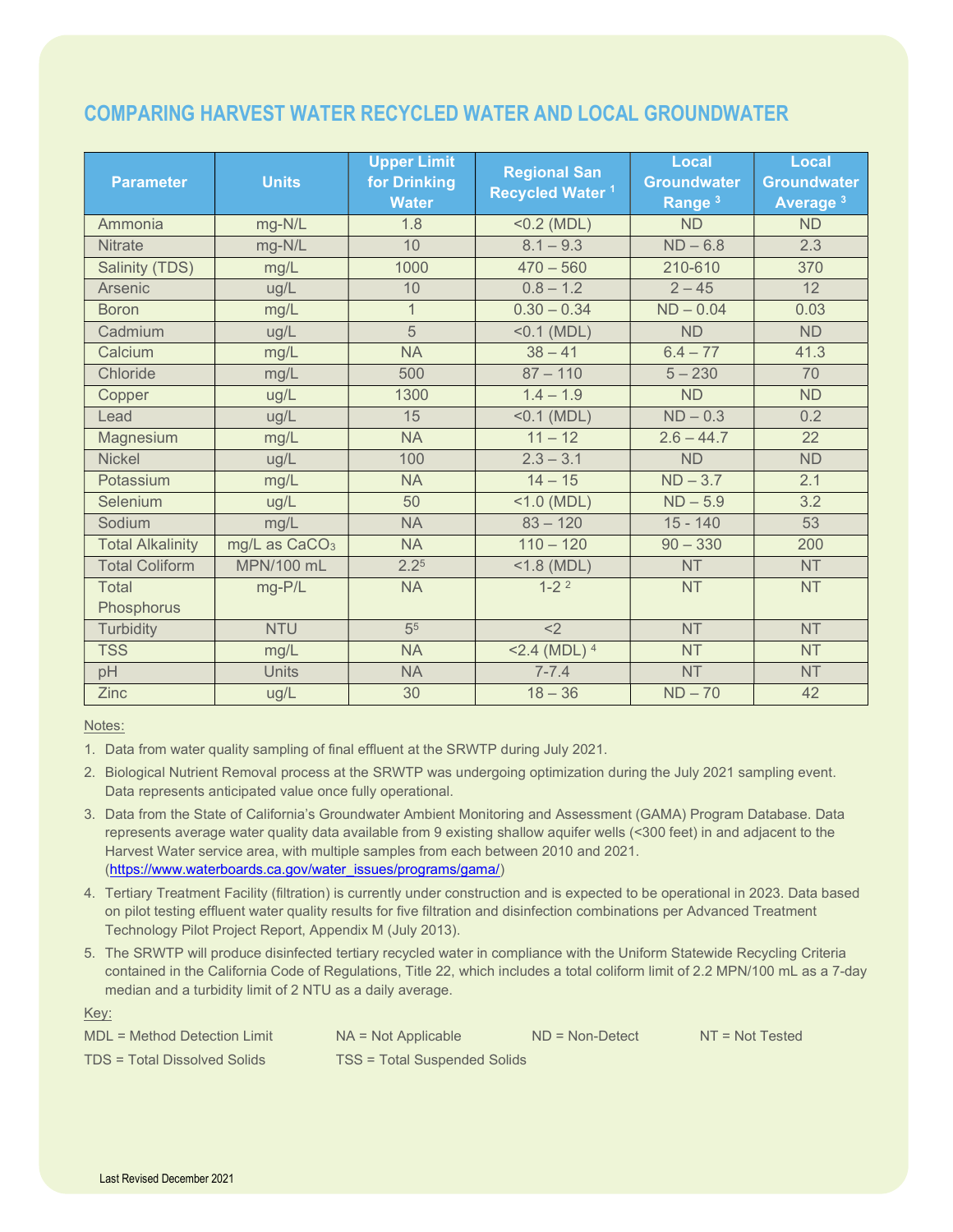## COMPARING HARVEST WATER RECYCLED WATER AND LOCAL GROUNDWATER

| Parameter | Units | Upper Limit for Drinking Water | Regional San Recycled Water [1] | Local Groundwater Range [3] | Local Groundwater Average [3] |
|---|---|---|---|---|---|
| Ammonia | mg-N/L | 1.8 | <0.2 (MDL) | ND | ND |
| Nitrate | mg-N/L | 10 | 8.1 – 9.3 | ND – 6.8 | 2.3 |
| Salinity (TDS) | mg/L | 1000 | 470 – 560 | 210-610 | 370 |
| Arsenic | ug/L | 10 | 0.8 – 1.2 | 2 – 45 | 12 |
| Boron | mg/L | 1 | 0.30 – 0.34 | ND – 0.04 | 0.03 |
| Cadmium | ug/L | 5 | <0.1 (MDL) | ND | ND |
| Calcium | mg/L | NA | 38 – 41 | 6.4 – 77 | 41.3 |
| Chloride | mg/L | 500 | 87 – 110 | 5 – 230 | 70 |
| Copper | ug/L | 1300 | 1.4 – 1.9 | ND | ND |
| Lead | ug/L | 15 | <0.1 (MDL) | ND – 0.3 | 0.2 |
| Magnesium | mg/L | NA | 11 – 12 | 2.6 – 44.7 | 22 |
| Nickel | ug/L | 100 | 2.3 – 3.1 | ND | ND |
| Potassium | mg/L | NA | 14 – 15 | ND – 3.7 | 2.1 |
| Selenium | ug/L | 50 | <1.0 (MDL) | ND – 5.9 | 3.2 |
| Sodium | mg/L | NA | 83 – 120 | 15 - 140 | 53 |
| Total Alkalinity | mg/L as $CaCO_3$ | NA | 110 – 120 | 90 – 330 | 200 |
| Total Coliform | MPN/100 mL | 2.2[5] | <1.8 (MDL) | NT | NT |
| Total Phosphorus | mg-P/L | NA | 1-2 [2] | NT | NT |
| Turbidity | NTU | 5[5] | <2 | NT | NT |
| TSS | mg/L | NA | <2.4 (MDL) [4] | NT | NT |
| pH | Units | NA | 7-7.4 | NT | NT |
| Zinc | ug/L | 30 | 18 – 36 | ND – 70 | 42 |

Notes:

1. Data from water quality sampling of final effluent at the SRWTP during July 2021.
2. Biological Nutrient Removal process at the SRWTP was undergoing optimization during the July 2021 sampling event. Data represents anticipated value once fully operational.
3. Data from the State of California's Groundwater Ambient Monitoring and Assessment (GAMA) Program Database. Data represents average water quality data available from 9 existing shallow aquifer wells (<300 feet) in and adjacent to the Harvest Water service area, with multiple samples from each between 2010 and 2021. (https://www.waterboards.ca.gov/water_issues/programs/gama/)
4. Tertiary Treatment Facility (filtration) is currently under construction and is expected to be operational in 2023. Data based on pilot testing effluent water quality results for five filtration and disinfection combinations per Advanced Treatment Technology Pilot Project Report, Appendix M (July 2013).
5. The SRWTP will produce disinfected tertiary recycled water in compliance with the Uniform Statewide Recycling Criteria contained in the California Code of Regulations, Title 22, which includes a total coliform limit of 2.2 MPN/100 mL as a 7-day median and a turbidity limit of 2 NTU as a daily average.

Key:

MDL = Method Detection Limit    NA = Not Applicable    ND = Non-Detect    NT = Not Tested

TDS = Total Dissolved Solids    TSS = Total Suspended Solids

Last Revised December 2021